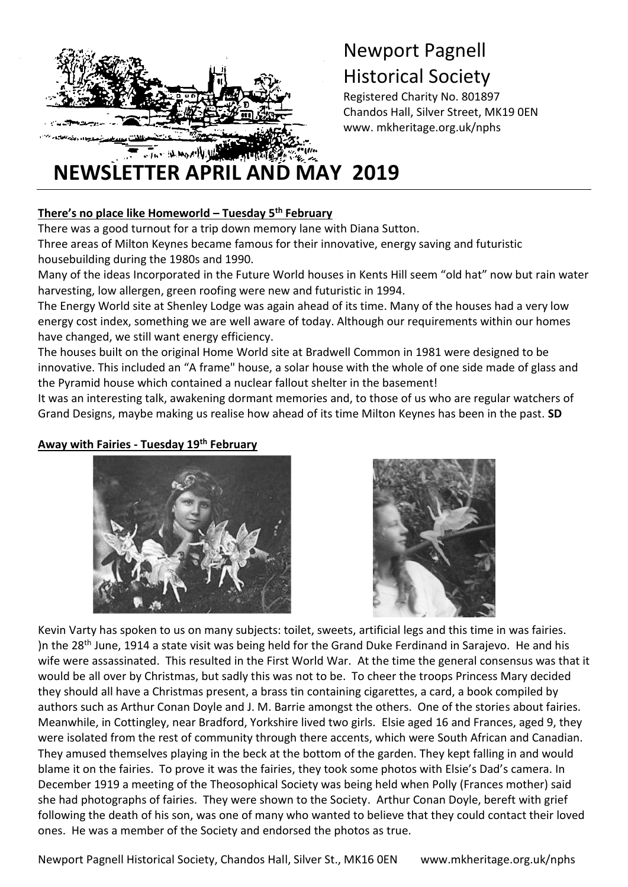# Newport Pagnell Historical Society

Registered Charity No. 801897
Chandos Hall, Silver Street, MK19 0EN
www. mkheritage.org.uk/nphs

# NEWSLETTER APRIL AND MAY 2019

**There's no place like Homeworld – Tuesday 5th February**

There was a good turnout for a trip down memory lane with Diana Sutton.
Three areas of Milton Keynes became famous for their innovative, energy saving and futuristic housebuilding during the 1980s and 1990.
Many of the ideas Incorporated in the Future World houses in Kents Hill seem "old hat" now but rain water harvesting, low allergen, green roofing were new and futuristic in 1994.
The Energy World site at Shenley Lodge was again ahead of its time. Many of the houses had a very low energy cost index, something we are well aware of today. Although our requirements within our homes have changed, we still want energy efficiency.
The houses built on the original Home World site at Bradwell Common in 1981 were designed to be innovative. This included an "A frame" house, a solar house with the whole of one side made of glass and the Pyramid house which contained a nuclear fallout shelter in the basement!
It was an interesting talk, awakening dormant memories and, to those of us who are regular watchers of Grand Designs, maybe making us realise how ahead of its time Milton Keynes has been in the past. **SD**

**Away with Fairies - Tuesday 19th February**

Kevin Varty has spoken to us on many subjects: toilet, sweets, artificial legs and this time in was fairies.
)n the 28th June, 1914 a state visit was being held for the Grand Duke Ferdinand in Sarajevo. He and his wife were assassinated. This resulted in the First World War. At the time the general consensus was that it would be all over by Christmas, but sadly this was not to be. To cheer the troops Princess Mary decided they should all have a Christmas present, a brass tin containing cigarettes, a card, a book compiled by authors such as Arthur Conan Doyle and J. M. Barrie amongst the others. One of the stories about fairies.
Meanwhile, in Cottingley, near Bradford, Yorkshire lived two girls. Elsie aged 16 and Frances, aged 9, they were isolated from the rest of community through there accents, which were South African and Canadian. They amused themselves playing in the beck at the bottom of the garden. They kept falling in and would blame it on the fairies. To prove it was the fairies, they took some photos with Elsie's Dad's camera. In December 1919 a meeting of the Theosophical Society was being held when Polly (Frances mother) said she had photographs of fairies. They were shown to the Society. Arthur Conan Doyle, bereft with grief following the death of his son, was one of many who wanted to believe that they could contact their loved ones. He was a member of the Society and endorsed the photos as true.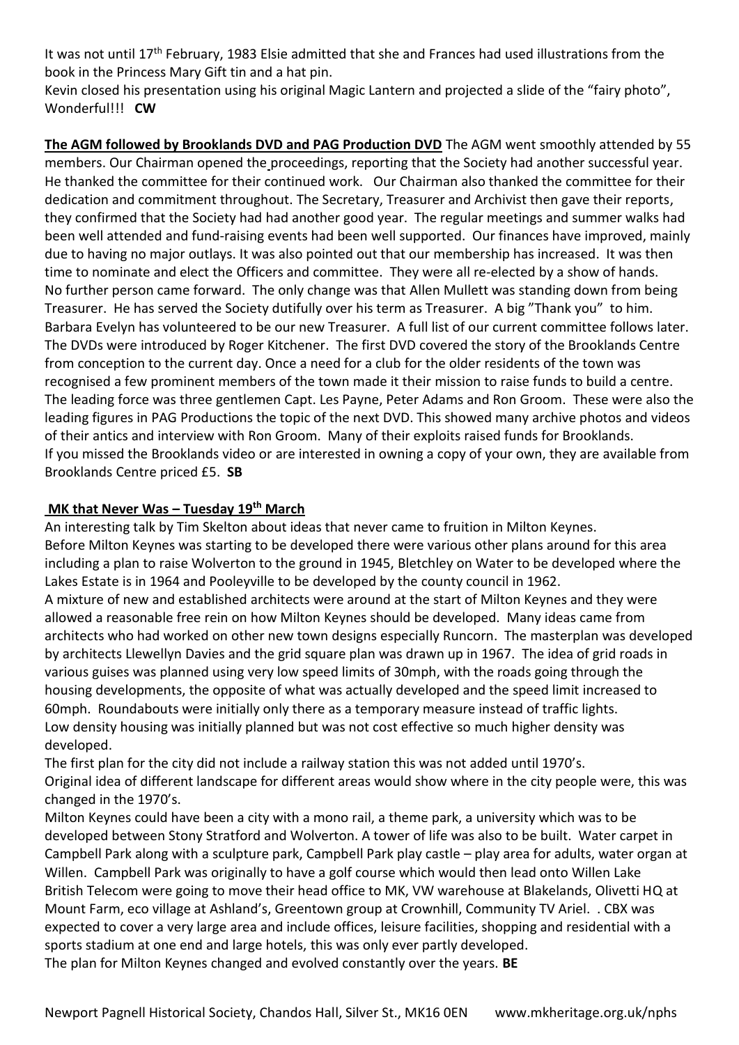It was not until 17th February, 1983 Elsie admitted that she and Frances had used illustrations from the book in the Princess Mary Gift tin and a hat pin.

Kevin closed his presentation using his original Magic Lantern and projected a slide of the "fairy photo", Wonderful!!! **CW**

**The AGM followed by Brooklands DVD and PAG Production DVD** The AGM went smoothly attended by 55 members. Our Chairman opened the proceedings, reporting that the Society had another successful year. He thanked the committee for their continued work. Our Chairman also thanked the committee for their dedication and commitment throughout. The Secretary, Treasurer and Archivist then gave their reports, they confirmed that the Society had had another good year. The regular meetings and summer walks had been well attended and fund-raising events had been well supported. Our finances have improved, mainly due to having no major outlays. It was also pointed out that our membership has increased. It was then time to nominate and elect the Officers and committee. They were all re-elected by a show of hands. No further person came forward. The only change was that Allen Mullett was standing down from being Treasurer. He has served the Society dutifully over his term as Treasurer. A big "Thank you" to him. Barbara Evelyn has volunteered to be our new Treasurer. A full list of our current committee follows later.
The DVDs were introduced by Roger Kitchener. The first DVD covered the story of the Brooklands Centre from conception to the current day. Once a need for a club for the older residents of the town was recognised a few prominent members of the town made it their mission to raise funds to build a centre. The leading force was three gentlemen Capt. Les Payne, Peter Adams and Ron Groom. These were also the leading figures in PAG Productions the topic of the next DVD. This showed many archive photos and videos of their antics and interview with Ron Groom. Many of their exploits raised funds for Brooklands.
If you missed the Brooklands video or are interested in owning a copy of your own, they are available from Brooklands Centre priced £5. **SB**

**MK that Never Was – Tuesday 19th March**

An interesting talk by Tim Skelton about ideas that never came to fruition in Milton Keynes.
Before Milton Keynes was starting to be developed there were various other plans around for this area including a plan to raise Wolverton to the ground in 1945, Bletchley on Water to be developed where the Lakes Estate is in 1964 and Pooleyville to be developed by the county council in 1962.
A mixture of new and established architects were around at the start of Milton Keynes and they were allowed a reasonable free rein on how Milton Keynes should be developed. Many ideas came from architects who had worked on other new town designs especially Runcorn. The masterplan was developed by architects Llewellyn Davies and the grid square plan was drawn up in 1967. The idea of grid roads in various guises was planned using very low speed limits of 30mph, with the roads going through the housing developments, the opposite of what was actually developed and the speed limit increased to 60mph. Roundabouts were initially only there as a temporary measure instead of traffic lights.
Low density housing was initially planned but was not cost effective so much higher density was developed.
The first plan for the city did not include a railway station this was not added until 1970's.
Original idea of different landscape for different areas would show where in the city people were, this was changed in the 1970's.
Milton Keynes could have been a city with a mono rail, a theme park, a university which was to be developed between Stony Stratford and Wolverton. A tower of life was also to be built. Water carpet in Campbell Park along with a sculpture park, Campbell Park play castle – play area for adults, water organ at Willen. Campbell Park was originally to have a golf course which would then lead onto Willen Lake
British Telecom were going to move their head office to MK, VW warehouse at Blakelands, Olivetti HQ at Mount Farm, eco village at Ashland's, Greentown group at Crownhill, Community TV Ariel. . CBX was expected to cover a very large area and include offices, leisure facilities, shopping and residential with a sports stadium at one end and large hotels, this was only ever partly developed.
The plan for Milton Keynes changed and evolved constantly over the years. **BE**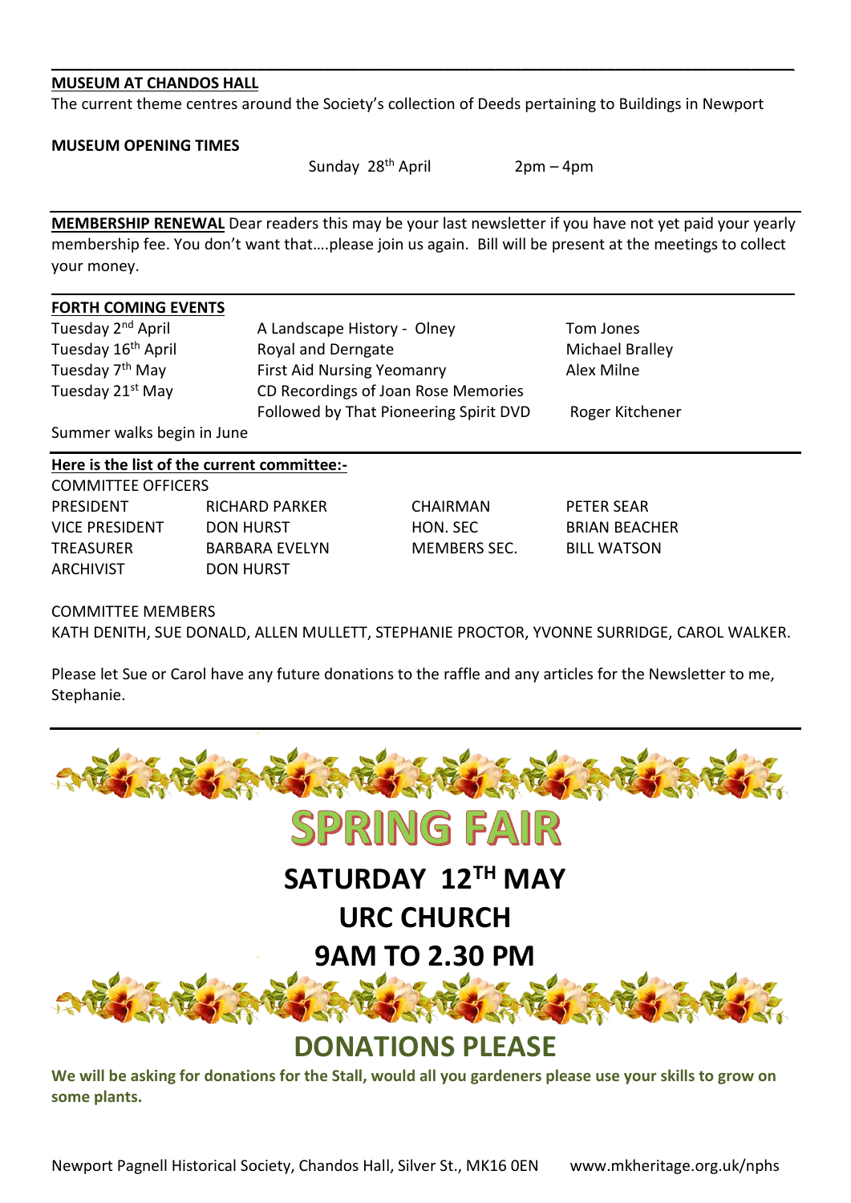**MUSEUM AT CHANDOS HALL**

The current theme centres around the Society's collection of Deeds pertaining to Buildings in Newport

**MUSEUM OPENING TIMES**

Sunday 28th April — 2pm – 4pm

**MEMBERSHIP RENEWAL** Dear readers this may be your last newsletter if you have not yet paid your yearly membership fee. You don't want that….please join us again. Bill will be present at the meetings to collect your money.

**FORTH COMING EVENTS**

| | | |
|---|---|---|
| Tuesday 2nd April | A Landscape History - Olney | Tom Jones |
| Tuesday 16th April | Royal and Derngate | Michael Bralley |
| Tuesday 7th May | First Aid Nursing Yeomanry | Alex Milne |
| Tuesday 21st May | CD Recordings of Joan Rose Memories Followed by That Pioneering Spirit DVD | Roger Kitchener |

Summer walks begin in June

**Here is the list of the current committee:-**

COMMITTEE OFFICERS

| | | | |
|---|---|---|---|
| PRESIDENT | RICHARD PARKER | CHAIRMAN | PETER SEAR |
| VICE PRESIDENT | DON HURST | HON. SEC | BRIAN BEACHER |
| TREASURER | BARBARA EVELYN | MEMBERS SEC. | BILL WATSON |
| ARCHIVIST | DON HURST | | |

COMMITTEE MEMBERS

KATH DENITH, SUE DONALD, ALLEN MULLETT, STEPHANIE PROCTOR, YVONNE SURRIDGE, CAROL WALKER.

Please let Sue or Carol have any future donations to the raffle and any articles for the Newsletter to me, Stephanie.

# SPRING FAIR

## SATURDAY 12TH MAY

## URC CHURCH

## 9AM TO 2.30 PM

## DONATIONS PLEASE

**We will be asking for donations for the Stall, would all you gardeners please use your skills to grow on some plants.**

Newport Pagnell Historical Society, Chandos Hall, Silver St., MK16 0EN www.mkheritage.org.uk/nphs